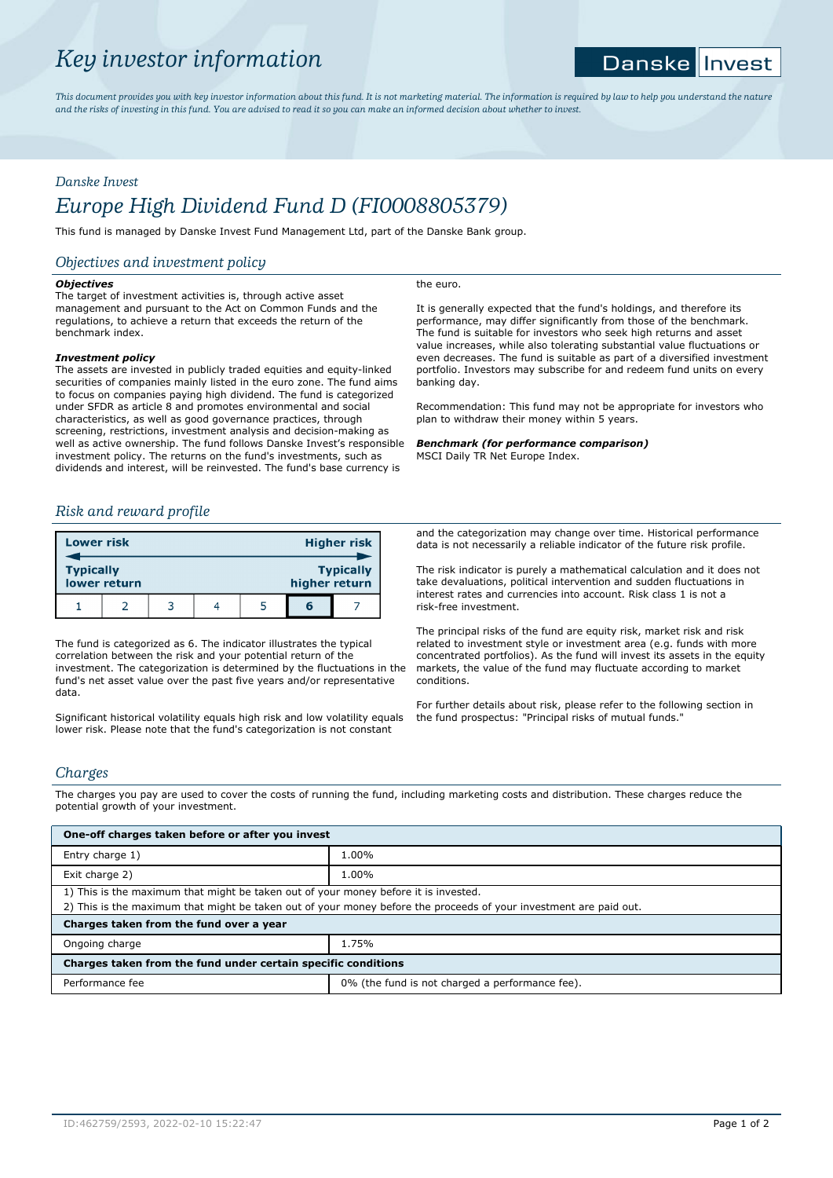# Key investor information

Danske Invest

*This document provides you with key investor information about this fund. It is not marketing material. The information is required by law to help you understand the nature and the risks of investing in this fund. You are advised to read it so you can make an informed decision about whether to invest.*

*Danske Invest*

## Europe High Dividend Fund D (FI0008805379)

This fund is managed by Danske Invest Fund Management Ltd, part of the Danske Bank group.

### Objectives and investment policy

***Objectives***

The target of investment activities is, through active asset management and pursuant to the Act on Common Funds and the regulations, to achieve a return that exceeds the return of the benchmark index.

***Investment policy***

The assets are invested in publicly traded equities and equity-linked securities of companies mainly listed in the euro zone. The fund aims to focus on companies paying high dividend. The fund is categorized under SFDR as article 8 and promotes environmental and social characteristics, as well as good governance practices, through screening, restrictions, investment analysis and decision-making as well as active ownership. The fund follows Danske Invest's responsible investment policy. The returns on the fund's investments, such as dividends and interest, will be reinvested. The fund's base currency is the euro.

It is generally expected that the fund's holdings, and therefore its performance, may differ significantly from those of the benchmark. The fund is suitable for investors who seek high returns and asset value increases, while also tolerating substantial value fluctuations or even decreases. The fund is suitable as part of a diversified investment portfolio. Investors may subscribe for and redeem fund units on every banking day.

Recommendation: This fund may not be appropriate for investors who plan to withdraw their money within 5 years.

***Benchmark (for performance comparison)***

MSCI Daily TR Net Europe Index.

### Risk and reward profile

| Lower risk | | | | | | Higher risk |
|---|---|---|---|---|---|---|
| Typically lower return | | | | | | Typically higher return |
| 1 | 2 | 3 | 4 | 5 | **6** | 7 |

The fund is categorized as 6. The indicator illustrates the typical correlation between the risk and your potential return of the investment. The categorization is determined by the fluctuations in the fund's net asset value over the past five years and/or representative data.

Significant historical volatility equals high risk and low volatility equals lower risk. Please note that the fund's categorization is not constant and the categorization may change over time. Historical performance data is not necessarily a reliable indicator of the future risk profile.

The risk indicator is purely a mathematical calculation and it does not take devaluations, political intervention and sudden fluctuations in interest rates and currencies into account. Risk class 1 is not a risk-free investment.

The principal risks of the fund are equity risk, market risk and risk related to investment style or investment area (e.g. funds with more concentrated portfolios). As the fund will invest its assets in the equity markets, the value of the fund may fluctuate according to market conditions.

For further details about risk, please refer to the following section in the fund prospectus: "Principal risks of mutual funds."

### Charges

The charges you pay are used to cover the costs of running the fund, including marketing costs and distribution. These charges reduce the potential growth of your investment.

| **One-off charges taken before or after you invest** | |
|---|---|
| Entry charge 1) | 1.00% |
| Exit charge 2) | 1.00% |
| 1) This is the maximum that might be taken out of your money before it is invested.<br>2) This is the maximum that might be taken out of your money before the proceeds of your investment are paid out. | |
| **Charges taken from the fund over a year** | |
| Ongoing charge | 1.75% |
| **Charges taken from the fund under certain specific conditions** | |
| Performance fee | 0% (the fund is not charged a performance fee). |

ID:462759/2593, 2022-02-10 15:22:47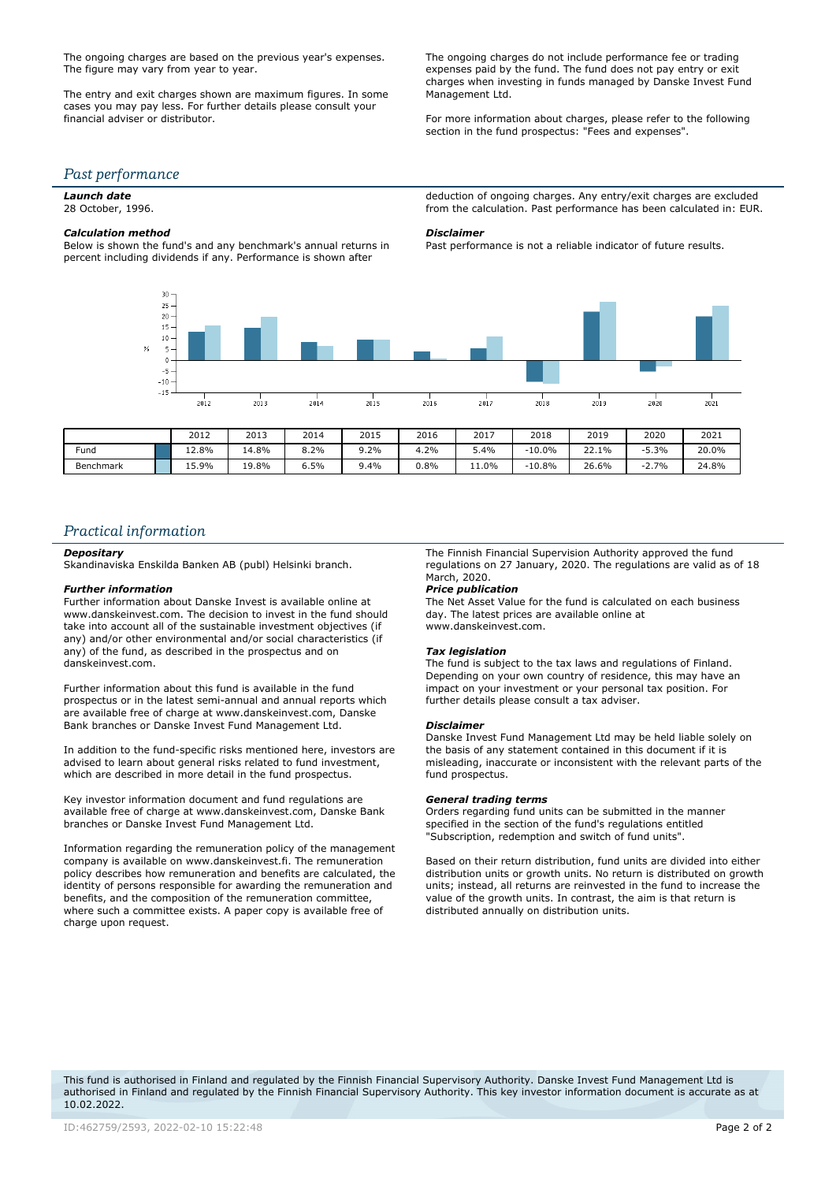The ongoing charges are based on the previous year's expenses. The figure may vary from year to year.

The entry and exit charges shown are maximum figures. In some cases you may pay less. For further details please consult your financial adviser or distributor.

The ongoing charges do not include performance fee or trading expenses paid by the fund. The fund does not pay entry or exit charges when investing in funds managed by Danske Invest Fund Management Ltd.

For more information about charges, please refer to the following section in the fund prospectus: "Fees and expenses".

## Past performance

***Launch date***
28 October, 1996.

***Calculation method***
Below is shown the fund's and any benchmark's annual returns in percent including dividends if any. Performance is shown after deduction of ongoing charges. Any entry/exit charges are excluded from the calculation. Past performance has been calculated in: EUR.

***Disclaimer***
Past performance is not a reliable indicator of future results.

%
30
25
20
15
10
5
0
-5
-10
-15
2012 2013 2014 2015 2016 2017 2018 2019 2020 2021

| | | 2012 | 2013 | 2014 | 2015 | 2016 | 2017 | 2018 | 2019 | 2020 | 2021 |
|---|---|---|---|---|---|---|---|---|---|---|---|
| Fund | | 12.8% | 14.8% | 8.2% | 9.2% | 4.2% | 5.4% | -10.0% | 22.1% | -5.3% | 20.0% |
| Benchmark | | 15.9% | 19.8% | 6.5% | 9.4% | 0.8% | 11.0% | -10.8% | 26.6% | -2.7% | 24.8% |

## Practical information

***Depositary***
Skandinaviska Enskilda Banken AB (publ) Helsinki branch.

***Further information***
Further information about Danske Invest is available online at www.danskeinvest.com. The decision to invest in the fund should take into account all of the sustainable investment objectives (if any) and/or other environmental and/or social characteristics (if any) of the fund, as described in the prospectus and on danskeinvest.com.

Further information about this fund is available in the fund prospectus or in the latest semi-annual and annual reports which are available free of charge at www.danskeinvest.com, Danske Bank branches or Danske Invest Fund Management Ltd.

In addition to the fund-specific risks mentioned here, investors are advised to learn about general risks related to fund investment, which are described in more detail in the fund prospectus.

Key investor information document and fund regulations are available free of charge at www.danskeinvest.com, Danske Bank branches or Danske Invest Fund Management Ltd.

Information regarding the remuneration policy of the management company is available on www.danskeinvest.fi. The remuneration policy describes how remuneration and benefits are calculated, the identity of persons responsible for awarding the remuneration and benefits, and the composition of the remuneration committee, where such a committee exists. A paper copy is available free of charge upon request.

The Finnish Financial Supervision Authority approved the fund regulations on 27 January, 2020. The regulations are valid as of 18 March, 2020.

***Price publication***
The Net Asset Value for the fund is calculated on each business day. The latest prices are available online at www.danskeinvest.com.

***Tax legislation***
The fund is subject to the tax laws and regulations of Finland. Depending on your own country of residence, this may have an impact on your investment or your personal tax position. For further details please consult a tax adviser.

***Disclaimer***
Danske Invest Fund Management Ltd may be held liable solely on the basis of any statement contained in this document if it is misleading, inaccurate or inconsistent with the relevant parts of the fund prospectus.

***General trading terms***
Orders regarding fund units can be submitted in the manner specified in the section of the fund's regulations entitled "Subscription, redemption and switch of fund units".

Based on their return distribution, fund units are divided into either distribution units or growth units. No return is distributed on growth units; instead, all returns are reinvested in the fund to increase the value of the growth units. In contrast, the aim is that return is distributed annually on distribution units.

This fund is authorised in Finland and regulated by the Finnish Financial Supervisory Authority. Danske Invest Fund Management Ltd is authorised in Finland and regulated by the Finnish Financial Supervisory Authority. This key investor information document is accurate as at 10.02.2022.

ID:462759/2593, 2022-02-10 15:22:48